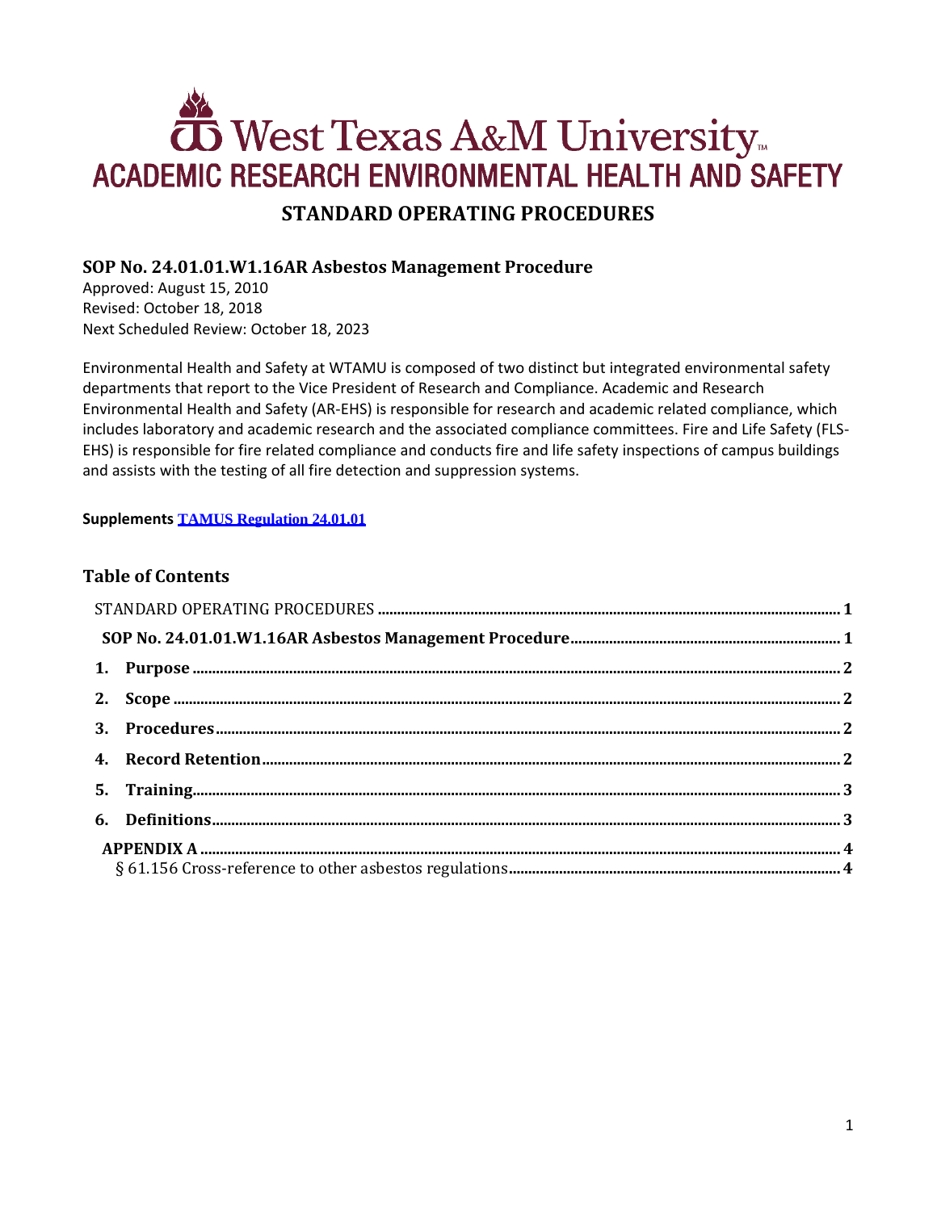# West Texas A&M University

## ACADEMIC RESEARCH ENVIRONMENTAL HEALTH AND SAFETY

## STANDARD OPERATING PROCEDURES

### SOP No. 24.01.01.W1.16AR Asbestos Management Procedure

Approved: August 15, 2010
Revised: October 18, 2018
Next Scheduled Review: October 18, 2023

Environmental Health and Safety at WTAMU is composed of two distinct but integrated environmental safety departments that report to the Vice President of Research and Compliance. Academic and Research Environmental Health and Safety (AR-EHS) is responsible for research and academic related compliance, which includes laboratory and academic research and the associated compliance committees. Fire and Life Safety (FLS-EHS) is responsible for fire related compliance and conducts fire and life safety inspections of campus buildings and assists with the testing of all fire detection and suppression systems.

**Supplements** [TAMUS Regulation 24.01.01]

### Table of Contents

- STANDARD OPERATING PROCEDURES ........ 1
  - **SOP No. 24.01.01.W1.16AR Asbestos Management Procedure** ........ 1
  - **1. Purpose** ........ 2
  - **2. Scope** ........ 2
  - **3. Procedures** ........ 2
  - **4. Record Retention** ........ 2
  - **5. Training** ........ 3
  - **6. Definitions** ........ 3
  - **APPENDIX A** ........ 4
    - § 61.156 Cross-reference to other asbestos regulations ........ 4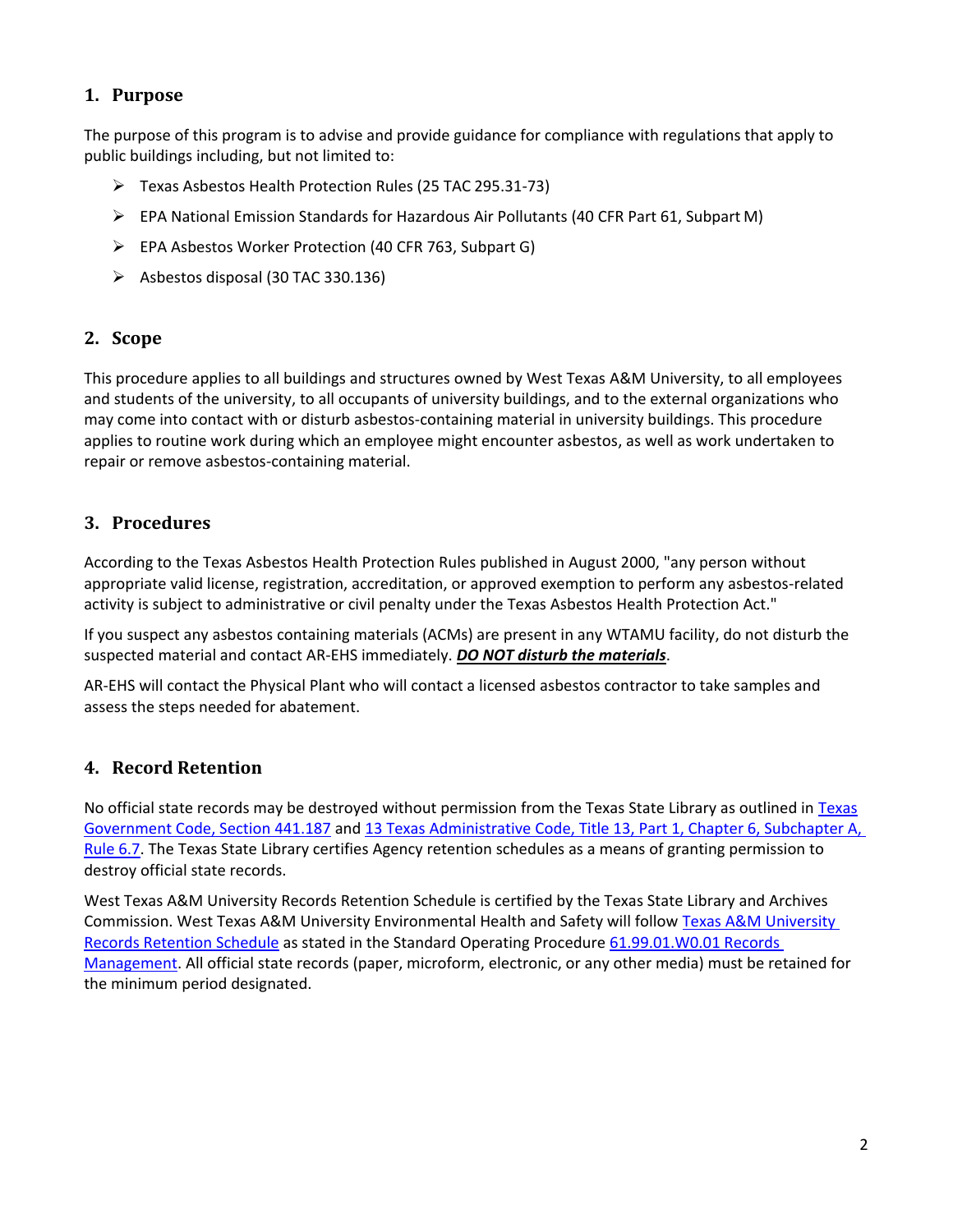## 1. Purpose

The purpose of this program is to advise and provide guidance for compliance with regulations that apply to public buildings including, but not limited to:

- Texas Asbestos Health Protection Rules (25 TAC 295.31-73)
- EPA National Emission Standards for Hazardous Air Pollutants (40 CFR Part 61, Subpart M)
- EPA Asbestos Worker Protection (40 CFR 763, Subpart G)
- Asbestos disposal (30 TAC 330.136)

## 2. Scope

This procedure applies to all buildings and structures owned by West Texas A&M University, to all employees and students of the university, to all occupants of university buildings, and to the external organizations who may come into contact with or disturb asbestos-containing material in university buildings. This procedure applies to routine work during which an employee might encounter asbestos, as well as work undertaken to repair or remove asbestos-containing material.

## 3. Procedures

According to the Texas Asbestos Health Protection Rules published in August 2000, "any person without appropriate valid license, registration, accreditation, or approved exemption to perform any asbestos-related activity is subject to administrative or civil penalty under the Texas Asbestos Health Protection Act."

If you suspect any asbestos containing materials (ACMs) are present in any WTAMU facility, do not disturb the suspected material and contact AR-EHS immediately. ***DO NOT disturb the materials***.

AR-EHS will contact the Physical Plant who will contact a licensed asbestos contractor to take samples and assess the steps needed for abatement.

## 4. Record Retention

No official state records may be destroyed without permission from the Texas State Library as outlined in [Texas Government Code, Section 441.187]() and [13 Texas Administrative Code, Title 13, Part 1, Chapter 6, Subchapter A, Rule 6.7](). The Texas State Library certifies Agency retention schedules as a means of granting permission to destroy official state records.

West Texas A&M University Records Retention Schedule is certified by the Texas State Library and Archives Commission. West Texas A&M University Environmental Health and Safety will follow [Texas A&M University Records Retention Schedule]() as stated in the Standard Operating Procedure [61.99.01.W0.01 Records Management](). All official state records (paper, microform, electronic, or any other media) must be retained for the minimum period designated.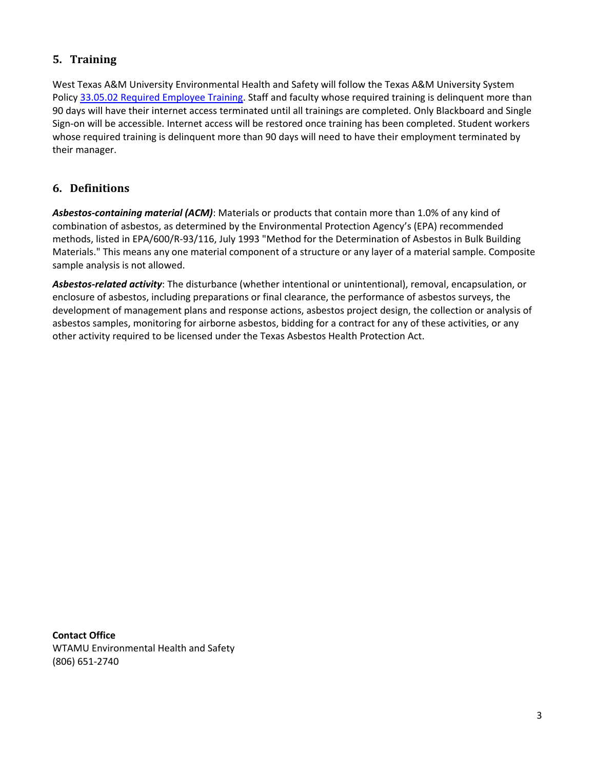## 5. Training

West Texas A&M University Environmental Health and Safety will follow the Texas A&M University System Policy [33.05.02 Required Employee Training](). Staff and faculty whose required training is delinquent more than 90 days will have their internet access terminated until all trainings are completed. Only Blackboard and Single Sign-on will be accessible. Internet access will be restored once training has been completed. Student workers whose required training is delinquent more than 90 days will need to have their employment terminated by their manager.

## 6. Definitions

***Asbestos-containing material (ACM)***: Materials or products that contain more than 1.0% of any kind of combination of asbestos, as determined by the Environmental Protection Agency's (EPA) recommended methods, listed in EPA/600/R-93/116, July 1993 "Method for the Determination of Asbestos in Bulk Building Materials." This means any one material component of a structure or any layer of a material sample. Composite sample analysis is not allowed.

***Asbestos-related activity***: The disturbance (whether intentional or unintentional), removal, encapsulation, or enclosure of asbestos, including preparations or final clearance, the performance of asbestos surveys, the development of management plans and response actions, asbestos project design, the collection or analysis of asbestos samples, monitoring for airborne asbestos, bidding for a contract for any of these activities, or any other activity required to be licensed under the Texas Asbestos Health Protection Act.

**Contact Office**
WTAMU Environmental Health and Safety
(806) 651-2740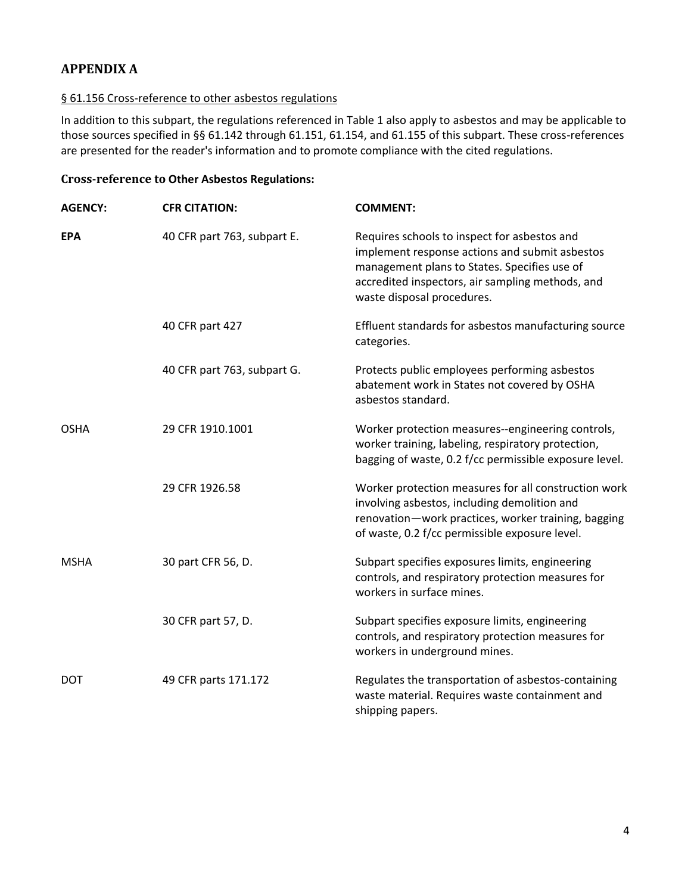## APPENDIX A

§ 61.156 Cross-reference to other asbestos regulations

In addition to this subpart, the regulations referenced in Table 1 also apply to asbestos and may be applicable to those sources specified in §§ 61.142 through 61.151, 61.154, and 61.155 of this subpart. These cross-references are presented for the reader's information and to promote compliance with the cited regulations.

### Cross-reference to Other Asbestos Regulations:

| AGENCY: | CFR CITATION: | COMMENT: |
|---|---|---|
| **EPA** | 40 CFR part 763, subpart E. | Requires schools to inspect for asbestos and implement response actions and submit asbestos management plans to States. Specifies use of accredited inspectors, air sampling methods, and waste disposal procedures. |
| | 40 CFR part 427 | Effluent standards for asbestos manufacturing source categories. |
| | 40 CFR part 763, subpart G. | Protects public employees performing asbestos abatement work in States not covered by OSHA asbestos standard. |
| OSHA | 29 CFR 1910.1001 | Worker protection measures--engineering controls, worker training, labeling, respiratory protection, bagging of waste, 0.2 f/cc permissible exposure level. |
| | 29 CFR 1926.58 | Worker protection measures for all construction work involving asbestos, including demolition and renovation—work practices, worker training, bagging of waste, 0.2 f/cc permissible exposure level. |
| MSHA | 30 part CFR 56, D. | Subpart specifies exposures limits, engineering controls, and respiratory protection measures for workers in surface mines. |
| | 30 CFR part 57, D. | Subpart specifies exposure limits, engineering controls, and respiratory protection measures for workers in underground mines. |
| DOT | 49 CFR parts 171.172 | Regulates the transportation of asbestos-containing waste material. Requires waste containment and shipping papers. |